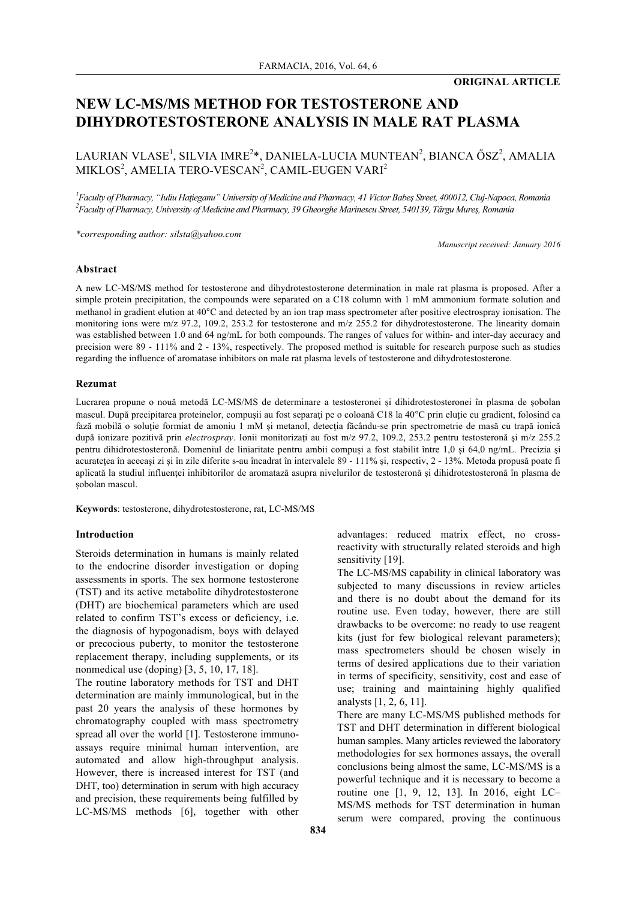**ORIGINAL ARTICLE**

# NEW LC-MS/MS METHOD FOR TESTOSTERONE AND DIHYDROTESTOSTERONE ANALYSIS IN MALE RAT PLASMA

LAURIAN VLASE[1], SILVIA IMRE[2]*, DANIELA-LUCIA MUNTEAN[2], BIANCA ŐSZ[2], AMALIA MIKLOS[2], AMELIA TERO-VESCAN[2], CAMIL-EUGEN VARI[2]

*[1]Faculty of Pharmacy, "Iuliu Hațieganu" University of Medicine and Pharmacy, 41 Victor Babeș Street, 400012, Cluj-Napoca, Romania*
*[2]Faculty of Pharmacy, University of Medicine and Pharmacy, 39 Gheorghe Marinescu Street, 540139, Târgu Mureș, Romania*

*\*corresponding author: silsta@yahoo.com*

*Manuscript received: January 2016*

## Abstract

A new LC-MS/MS method for testosterone and dihydrotestosterone determination in male rat plasma is proposed. After a simple protein precipitation, the compounds were separated on a C18 column with 1 mM ammonium formate solution and methanol in gradient elution at 40°C and detected by an ion trap mass spectrometer after positive electrospray ionisation. The monitoring ions were m/z 97.2, 109.2, 253.2 for testosterone and m/z 255.2 for dihydrotestosterone. The linearity domain was established between 1.0 and 64 ng/mL for both compounds. The ranges of values for within- and inter-day accuracy and precision were 89 - 111% and 2 - 13%, respectively. The proposed method is suitable for research purpose such as studies regarding the influence of aromatase inhibitors on male rat plasma levels of testosterone and dihydrotestosterone.

## Rezumat

Lucrarea propune o nouă metodă LC-MS/MS de determinare a testosteronei și dihidrotestosteronei în plasma de șobolan mascul. După precipitarea proteinelor, compușii au fost separați pe o coloană C18 la 40°C prin eluție cu gradient, folosind ca fază mobilă o soluție formiat de amoniu 1 mM și metanol, detecția făcându-se prin spectrometrie de masă cu trapă ionică după ionizare pozitivă prin *electrospray*. Ionii monitorizați au fost m/z 97.2, 109.2, 253.2 pentru testosteronă și m/z 255.2 pentru dihidrotestosteronă. Domeniul de liniaritate pentru ambii compuși a fost stabilit între 1,0 și 64,0 ng/mL. Precizia și acuratețea în aceeași zi și în zile diferite s-au încadrat în intervalele 89 - 111% și, respectiv, 2 - 13%. Metoda propusă poate fi aplicată la studiul influenței inhibitorilor de aromatază asupra nivelurilor de testosteronă și dihidrotestosteronă în plasma de șobolan mascul.

**Keywords**: testosterone, dihydrotestosterone, rat, LC-MS/MS

## Introduction

Steroids determination in humans is mainly related to the endocrine disorder investigation or doping assessments in sports. The sex hormone testosterone (TST) and its active metabolite dihydrotestosterone (DHT) are biochemical parameters which are used related to confirm TST's excess or deficiency, i.e. the diagnosis of hypogonadism, boys with delayed or precocious puberty, to monitor the testosterone replacement therapy, including supplements, or its nonmedical use (doping) [3, 5, 10, 17, 18].

The routine laboratory methods for TST and DHT determination are mainly immunological, but in the past 20 years the analysis of these hormones by chromatography coupled with mass spectrometry spread all over the world [1]. Testosterone immunoassays require minimal human intervention, are automated and allow high-throughput analysis. However, there is increased interest for TST (and DHT, too) determination in serum with high accuracy and precision, these requirements being fulfilled by LC-MS/MS methods [6], together with other advantages: reduced matrix effect, no cross-reactivity with structurally related steroids and high sensitivity [19].

The LC-MS/MS capability in clinical laboratory was subjected to many discussions in review articles and there is no doubt about the demand for its routine use. Even today, however, there are still drawbacks to be overcome: no ready to use reagent kits (just for few biological relevant parameters); mass spectrometers should be chosen wisely in terms of desired applications due to their variation in terms of specificity, sensitivity, cost and ease of use; training and maintaining highly qualified analysts [1, 2, 6, 11].

There are many LC-MS/MS published methods for TST and DHT determination in different biological human samples. Many articles reviewed the laboratory methodologies for sex hormones assays, the overall conclusions being almost the same, LC-MS/MS is a powerful technique and it is necessary to become a routine one [1, 9, 12, 13]. In 2016, eight LC–MS/MS methods for TST determination in human serum were compared, proving the continuous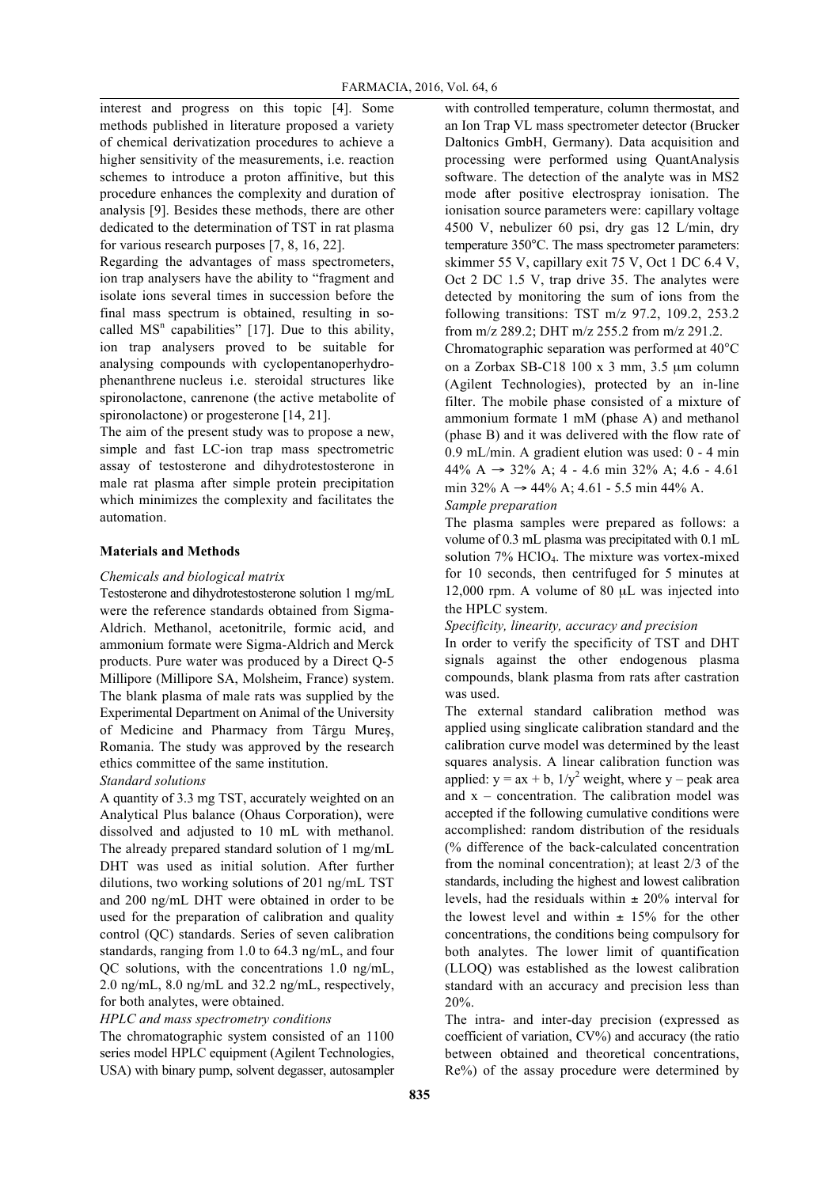interest and progress on this topic [4]. Some methods published in literature proposed a variety of chemical derivatization procedures to achieve a higher sensitivity of the measurements, i.e. reaction schemes to introduce a proton affinitive, but this procedure enhances the complexity and duration of analysis [9]. Besides these methods, there are other dedicated to the determination of TST in rat plasma for various research purposes [7, 8, 16, 22].

Regarding the advantages of mass spectrometers, ion trap analysers have the ability to "fragment and isolate ions several times in succession before the final mass spectrum is obtained, resulting in so-called $MS^n$ capabilities" [17]. Due to this ability, ion trap analysers proved to be suitable for analysing compounds with cyclopentanoperhydrophenanthrene nucleus i.e. steroidal structures like spironolactone, canrenone (the active metabolite of spironolactone) or progesterone [14, 21].

The aim of the present study was to propose a new, simple and fast LC-ion trap mass spectrometric assay of testosterone and dihydrotestosterone in male rat plasma after simple protein precipitation which minimizes the complexity and facilitates the automation.

## Materials and Methods

### *Chemicals and biological matrix*

Testosterone and dihydrotestosterone solution 1 mg/mL were the reference standards obtained from Sigma-Aldrich. Methanol, acetonitrile, formic acid, and ammonium formate were Sigma-Aldrich and Merck products. Pure water was produced by a Direct Q-5 Millipore (Millipore SA, Molsheim, France) system. The blank plasma of male rats was supplied by the Experimental Department on Animal of the University of Medicine and Pharmacy from Târgu Mureş, Romania. The study was approved by the research ethics committee of the same institution.

### *Standard solutions*

A quantity of 3.3 mg TST, accurately weighted on an Analytical Plus balance (Ohaus Corporation), were dissolved and adjusted to 10 mL with methanol. The already prepared standard solution of 1 mg/mL DHT was used as initial solution. After further dilutions, two working solutions of 201 ng/mL TST and 200 ng/mL DHT were obtained in order to be used for the preparation of calibration and quality control (QC) standards. Series of seven calibration standards, ranging from 1.0 to 64.3 ng/mL, and four QC solutions, with the concentrations 1.0 ng/mL, 2.0 ng/mL, 8.0 ng/mL and 32.2 ng/mL, respectively, for both analytes, were obtained.

### *HPLC and mass spectrometry conditions*

The chromatographic system consisted of an 1100 series model HPLC equipment (Agilent Technologies, USA) with binary pump, solvent degasser, autosampler with controlled temperature, column thermostat, and an Ion Trap VL mass spectrometer detector (Brucker Daltonics GmbH, Germany). Data acquisition and processing were performed using QuantAnalysis software. The detection of the analyte was in MS2 mode after positive electrospray ionisation. The ionisation source parameters were: capillary voltage 4500 V, nebulizer 60 psi, dry gas 12 L/min, dry temperature 350°C. The mass spectrometer parameters: skimmer 55 V, capillary exit 75 V, Oct 1 DC 6.4 V, Oct 2 DC 1.5 V, trap drive 35. The analytes were detected by monitoring the sum of ions from the following transitions: TST m/z 97.2, 109.2, 253.2 from m/z 289.2; DHT m/z 255.2 from m/z 291.2.

Chromatographic separation was performed at 40°C on a Zorbax SB-C18 100 x 3 mm, 3.5 μm column (Agilent Technologies), protected by an in-line filter. The mobile phase consisted of a mixture of ammonium formate 1 mM (phase A) and methanol (phase B) and it was delivered with the flow rate of 0.9 mL/min. A gradient elution was used: 0 - 4 min 44% A → 32% A; 4 - 4.6 min 32% A; 4.6 - 4.61 min 32% A → 44% A; 4.61 - 5.5 min 44% A.

### *Sample preparation*

The plasma samples were prepared as follows: a volume of 0.3 mL plasma was precipitated with 0.1 mL solution 7% $HClO_4$. The mixture was vortex-mixed for 10 seconds, then centrifuged for 5 minutes at 12,000 rpm. A volume of 80 μL was injected into the HPLC system.

### *Specificity, linearity, accuracy and precision*

In order to verify the specificity of TST and DHT signals against the other endogenous plasma compounds, blank plasma from rats after castration was used.

The external standard calibration method was applied using singlicate calibration standard and the calibration curve model was determined by the least squares analysis. A linear calibration function was applied: $y = ax + b$, $1/y^2$ weight, where y – peak area and x – concentration. The calibration model was accepted if the following cumulative conditions were accomplished: random distribution of the residuals (% difference of the back-calculated concentration from the nominal concentration); at least 2/3 of the standards, including the highest and lowest calibration levels, had the residuals within ± 20% interval for the lowest level and within ± 15% for the other concentrations, the conditions being compulsory for both analytes. The lower limit of quantification (LLOQ) was established as the lowest calibration standard with an accuracy and precision less than 20%.

The intra- and inter-day precision (expressed as coefficient of variation, CV%) and accuracy (the ratio between obtained and theoretical concentrations, Re%) of the assay procedure were determined by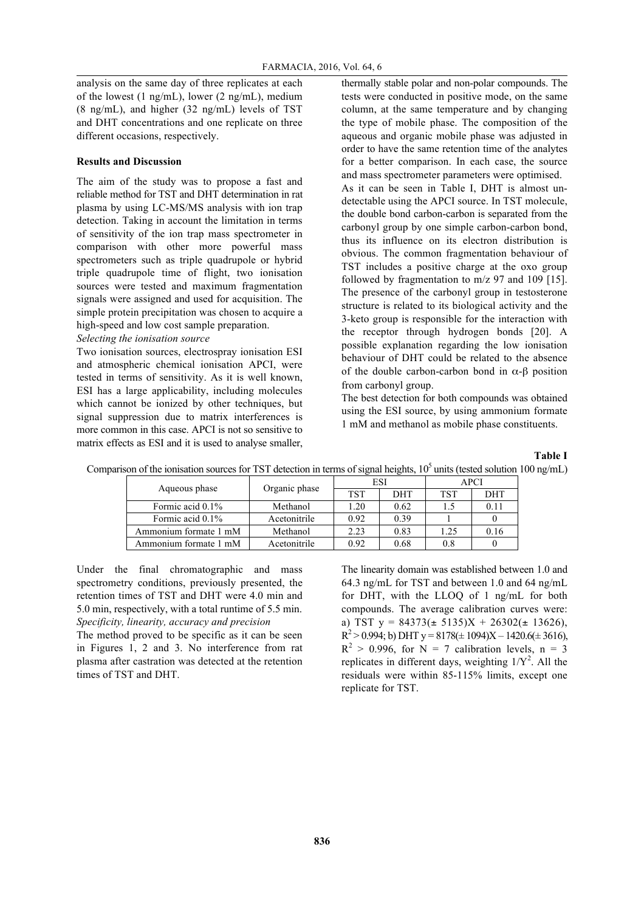analysis on the same day of three replicates at each of the lowest (1 ng/mL), lower (2 ng/mL), medium (8 ng/mL), and higher (32 ng/mL) levels of TST and DHT concentrations and one replicate on three different occasions, respectively.

**Results and Discussion**

The aim of the study was to propose a fast and reliable method for TST and DHT determination in rat plasma by using LC-MS/MS analysis with ion trap detection. Taking in account the limitation in terms of sensitivity of the ion trap mass spectrometer in comparison with other more powerful mass spectrometers such as triple quadrupole or hybrid triple quadrupole time of flight, two ionisation sources were tested and maximum fragmentation signals were assigned and used for acquisition. The simple protein precipitation was chosen to acquire a high-speed and low cost sample preparation.

*Selecting the ionisation source*

Two ionisation sources, electrospray ionisation ESI and atmospheric chemical ionisation APCI, were tested in terms of sensitivity. As it is well known, ESI has a large applicability, including molecules which cannot be ionized by other techniques, but signal suppression due to matrix interferences is more common in this case. APCI is not so sensitive to matrix effects as ESI and it is used to analyse smaller, thermally stable polar and non-polar compounds. The tests were conducted in positive mode, on the same column, at the same temperature and by changing the type of mobile phase. The composition of the aqueous and organic mobile phase was adjusted in order to have the same retention time of the analytes for a better comparison. In each case, the source and mass spectrometer parameters were optimised.

As it can be seen in Table I, DHT is almost un-detectable using the APCI source. In TST molecule, the double bond carbon-carbon is separated from the carbonyl group by one simple carbon-carbon bond, thus its influence on its electron distribution is obvious. The common fragmentation behaviour of TST includes a positive charge at the oxo group followed by fragmentation to m/z 97 and 109 [15]. The presence of the carbonyl group in testosterone structure is related to its biological activity and the 3-keto group is responsible for the interaction with the receptor through hydrogen bonds [20]. A possible explanation regarding the low ionisation behaviour of DHT could be related to the absence of the double carbon-carbon bond in α-β position from carbonyl group.

The best detection for both compounds was obtained using the ESI source, by using ammonium formate 1 mM and methanol as mobile phase constituents.

**Table I**

Comparison of the ionisation sources for TST detection in terms of signal heights, $10^5$ units (tested solution 100 ng/mL)

| Aqueous phase | Organic phase | ESI | | APCI | |
|---|---|---|---|---|---|
| | | TST | DHT | TST | DHT |
| Formic acid 0.1% | Methanol | 1.20 | 0.62 | 1.5 | 0.11 |
| Formic acid 0.1% | Acetonitrile | 0.92 | 0.39 | 1 | 0 |
| Ammonium formate 1 mM | Methanol | 2.23 | 0.83 | 1.25 | 0.16 |
| Ammonium formate 1 mM | Acetonitrile | 0.92 | 0.68 | 0.8 | 0 |

Under the final chromatographic and mass spectrometry conditions, previously presented, the retention times of TST and DHT were 4.0 min and 5.0 min, respectively, with a total runtime of 5.5 min.

*Specificity, linearity, accuracy and precision*

The method proved to be specific as it can be seen in Figures 1, 2 and 3. No interference from rat plasma after castration was detected at the retention times of TST and DHT.

The linearity domain was established between 1.0 and 64.3 ng/mL for TST and between 1.0 and 64 ng/mL for DHT, with the LLOQ of 1 ng/mL for both compounds. The average calibration curves were: a) TST $y = 84373(\pm 5135)X + 26302(\pm 13626)$, $R^2 > 0.994$; b) DHT $y = 8178(\pm 1094)X – 1420.6(\pm 3616)$, $R^2 > 0.996$, for N = 7 calibration levels, n = 3 replicates in different days, weighting $1/Y^2$. All the residuals were within 85-115% limits, except one replicate for TST.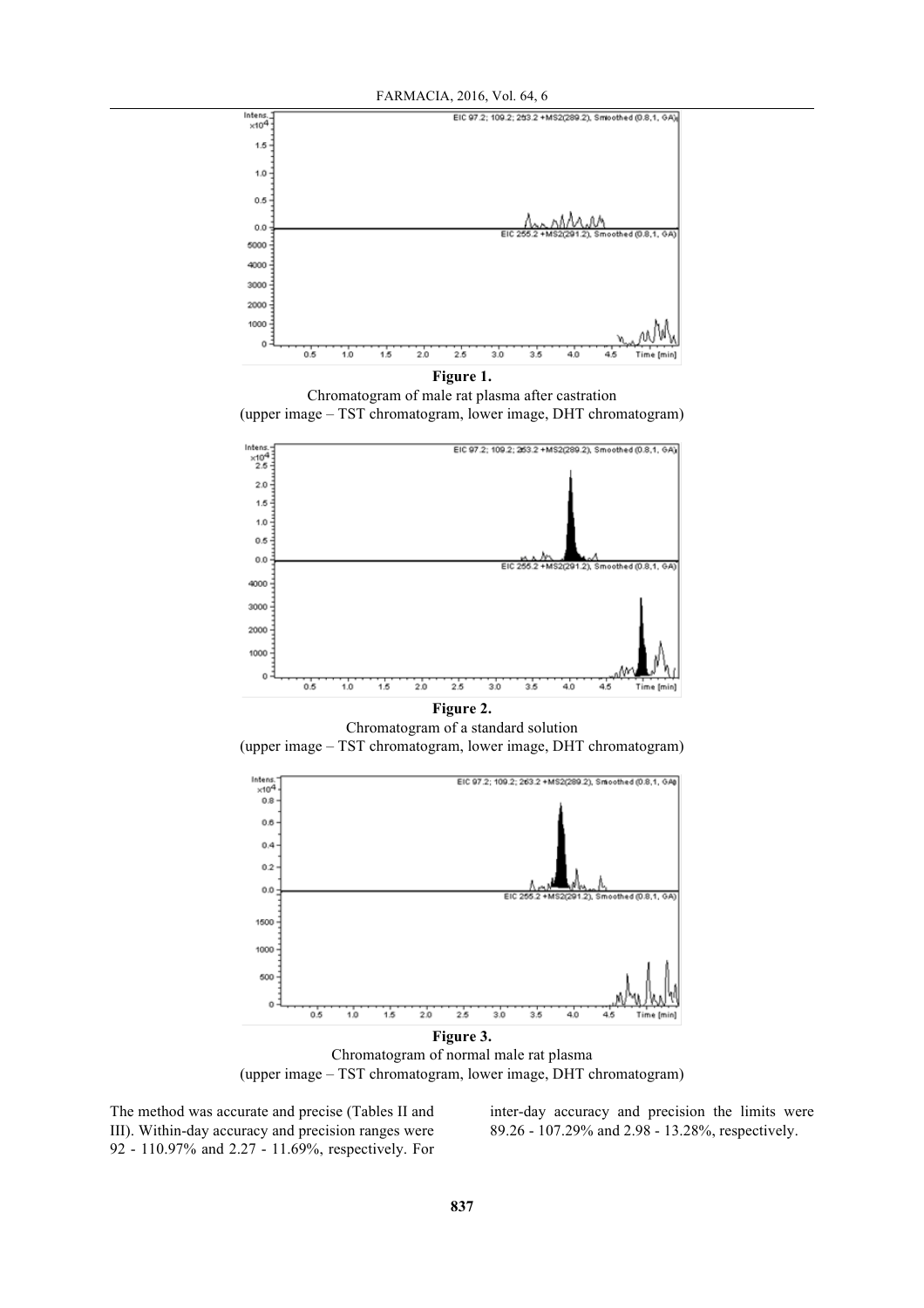**Figure 1.**
Chromatogram of male rat plasma after castration
(upper image – TST chromatogram, lower image, DHT chromatogram)

**Figure 2.**
Chromatogram of a standard solution
(upper image – TST chromatogram, lower image, DHT chromatogram)

**Figure 3.**
Chromatogram of normal male rat plasma
(upper image – TST chromatogram, lower image, DHT chromatogram)

The method was accurate and precise (Tables II and III). Within-day accuracy and precision ranges were 92 - 110.97% and 2.27 - 11.69%, respectively. For inter-day accuracy and precision the limits were 89.26 - 107.29% and 2.98 - 13.28%, respectively.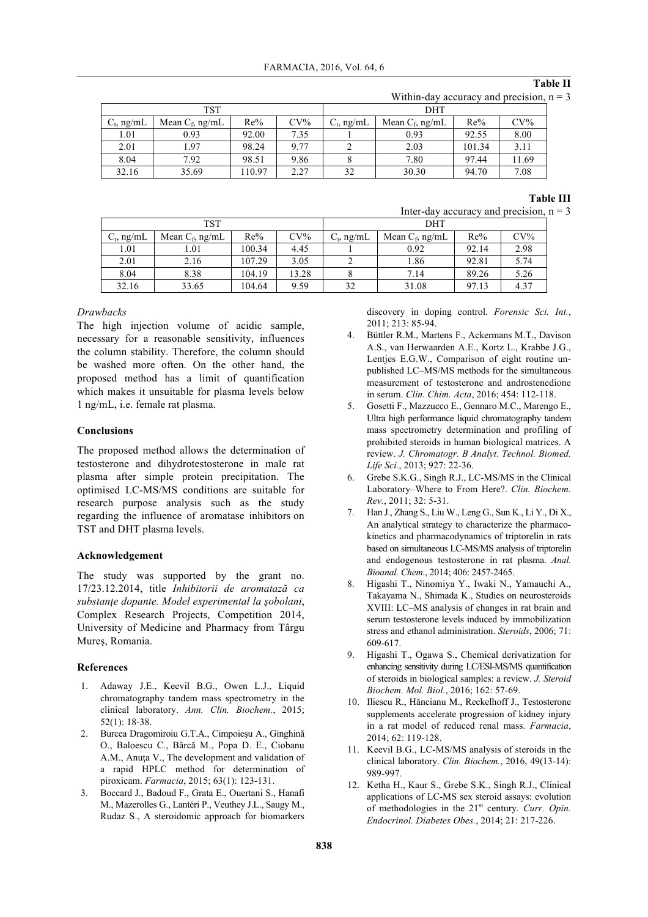**Table II**

Within-day accuracy and precision, n = 3

| TST | | | | DHT | | | |
|---|---|---|---|---|---|---|---|
| $C_t$, ng/mL | Mean $C_f$, ng/mL | Re% | CV% | $C_t$, ng/mL | Mean $C_f$, ng/mL | Re% | CV% |
| 1.01 | 0.93 | 92.00 | 7.35 | 1 | 0.93 | 92.55 | 8.00 |
| 2.01 | 1.97 | 98.24 | 9.77 | 2 | 2.03 | 101.34 | 3.11 |
| 8.04 | 7.92 | 98.51 | 9.86 | 8 | 7.80 | 97.44 | 11.69 |
| 32.16 | 35.69 | 110.97 | 2.27 | 32 | 30.30 | 94.70 | 7.08 |

**Table III**

Inter-day accuracy and precision, n = 3

| TST | | | | DHT | | | |
|---|---|---|---|---|---|---|---|
| $C_t$, ng/mL | Mean $C_f$, ng/mL | Re% | CV% | $C_t$, ng/mL | Mean $C_f$, ng/mL | Re% | CV% |
| 1.01 | 1.01 | 100.34 | 4.45 | 1 | 0.92 | 92.14 | 2.98 |
| 2.01 | 2.16 | 107.29 | 3.05 | 2 | 1.86 | 92.81 | 5.74 |
| 8.04 | 8.38 | 104.19 | 13.28 | 8 | 7.14 | 89.26 | 5.26 |
| 32.16 | 33.65 | 104.64 | 9.59 | 32 | 31.08 | 97.13 | 4.37 |

*Drawbacks*

The high injection volume of acidic sample, necessary for a reasonable sensitivity, influences the column stability. Therefore, the column should be washed more often. On the other hand, the proposed method has a limit of quantification which makes it unsuitable for plasma levels below 1 ng/mL, i.e. female rat plasma.

**Conclusions**

The proposed method allows the determination of testosterone and dihydrotestosterone in male rat plasma after simple protein precipitation. The optimised LC-MS/MS conditions are suitable for research purpose analysis such as the study regarding the influence of aromatase inhibitors on TST and DHT plasma levels.

**Acknowledgement**

The study was supported by the grant no. 17/23.12.2014, title *Inhibitorii de aromatază ca substanţe dopante. Model experimental la şobolani*, Complex Research Projects, Competition 2014, University of Medicine and Pharmacy from Târgu Mureş, Romania.

**References**

1. Adaway J.E., Keevil B.G., Owen L.J., Liquid chromatography tandem mass spectrometry in the clinical laboratory. *Ann. Clin. Biochem.*, 2015; 52(1): 18-38.
2. Burcea Dragomiroiu G.T.A., Cimpoieşu A., Ginghină O., Baloescu C., Bârcă M., Popa D. E., Ciobanu A.M., Anuţa V., The development and validation of a rapid HPLC method for determination of piroxicam. *Farmacia*, 2015; 63(1): 123-131.
3. Boccard J., Badoud F., Grata E., Ouertani S., Hanafi M., Mazerolles G., Lantéri P., Veuthey J.L., Saugy M., Rudaz S., A steroidomic approach for biomarkers discovery in doping control. *Forensic Sci. Int.*, 2011; 213: 85-94.
4. Büttler R.M., Martens F., Ackermans M.T., Davison A.S., van Herwaarden A.E., Kortz L., Krabbe J.G., Lentjes E.G.W., Comparison of eight routine unpublished LC–MS/MS methods for the simultaneous measurement of testosterone and androstenedione in serum. *Clin. Chim. Acta*, 2016; 454: 112-118.
5. Gosetti F., Mazzucco E., Gennaro M.C., Marengo E., Ultra high performance liquid chromatography tandem mass spectrometry determination and profiling of prohibited steroids in human biological matrices. A review. *J. Chromatogr. B Analyt. Technol. Biomed. Life Sci.*, 2013; 927: 22-36.
6. Grebe S.K.G., Singh R.J., LC-MS/MS in the Clinical Laboratory–Where to From Here?. *Clin. Biochem. Rev.*, 2011; 32: 5-31.
7. Han J., Zhang S., Liu W., Leng G., Sun K., Li Y., Di X., An analytical strategy to characterize the pharmacokinetics and pharmacodynamics of triptorelin in rats based on simultaneous LC-MS/MS analysis of triptorelin and endogenous testosterone in rat plasma. *Anal. Bioanal. Chem.*, 2014; 406: 2457-2465.
8. Higashi T., Ninomiya Y., Iwaki N., Yamauchi A., Takayama N., Shimada K., Studies on neurosteroids XVIII: LC–MS analysis of changes in rat brain and serum testosterone levels induced by immobilization stress and ethanol administration. *Steroids*, 2006; 71: 609-617.
9. Higashi T., Ogawa S., Chemical derivatization for enhancing sensitivity during LC/ESI-MS/MS quantification of steroids in biological samples: a review. *J. Steroid Biochem. Mol. Biol.*, 2016; 162: 57-69.
10. Iliescu R., Hăncianu M., Reckelhoff J., Testosterone supplements accelerate progression of kidney injury in a rat model of reduced renal mass. *Farmacia*, 2014; 62: 119-128.
11. Keevil B.G., LC-MS/MS analysis of steroids in the clinical laboratory. *Clin. Biochem.*, 2016, 49(13-14): 989-997.
12. Ketha H., Kaur S., Grebe S.K., Singh R.J., Clinical applications of LC-MS sex steroid assays: evolution of methodologies in the 21st century. *Curr. Opin. Endocrinol. Diabetes Obes.*, 2014; 21: 217-226.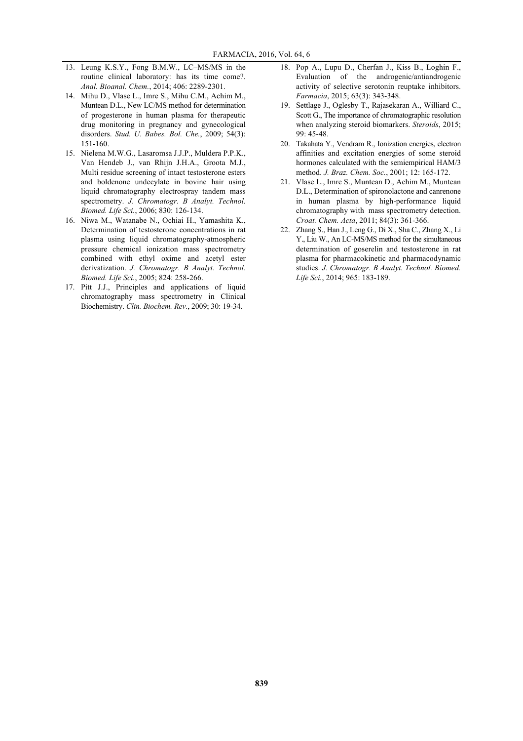13. Leung K.S.Y., Fong B.M.W., LC–MS/MS in the routine clinical laboratory: has its time come?. *Anal. Bioanal. Chem.*, 2014; 406: 2289-2301.
14. Mihu D., Vlase L., Imre S., Mihu C.M., Achim M., Muntean D.L., New LC/MS method for determination of progesterone in human plasma for therapeutic drug monitoring in pregnancy and gynecological disorders. *Stud. U. Babes. Bol. Che.*, 2009; 54(3): 151-160.
15. Nielena M.W.G., Lasaromsa J.J.P., Muldera P.P.K., Van Hendeb J., van Rhijn J.H.A., Groota M.J., Multi residue screening of intact testosterone esters and boldenone undecylate in bovine hair using liquid chromatography electrospray tandem mass spectrometry. *J. Chromatogr. B Analyt. Technol. Biomed. Life Sci.*, 2006; 830: 126-134.
16. Niwa M., Watanabe N., Ochiai H., Yamashita K., Determination of testosterone concentrations in rat plasma using liquid chromatography-atmospheric pressure chemical ionization mass spectrometry combined with ethyl oxime and acetyl ester derivatization. *J. Chromatogr. B Analyt. Technol. Biomed. Life Sci.*, 2005; 824: 258-266.
17. Pitt J.J., Principles and applications of liquid chromatography mass spectrometry in Clinical Biochemistry. *Clin. Biochem. Rev.*, 2009; 30: 19-34.
18. Pop A., Lupu D., Cherfan J., Kiss B., Loghin F., Evaluation of the androgenic/antiandrogenic activity of selective serotonin reuptake inhibitors. *Farmacia*, 2015; 63(3): 343-348.
19. Settlage J., Oglesby T., Rajasekaran A., Williard C., Scott G., The importance of chromatographic resolution when analyzing steroid biomarkers. *Steroids*, 2015; 99: 45-48.
20. Takahata Y., Vendram R., Ionization energies, electron affinities and excitation energies of some steroid hormones calculated with the semiempirical HAM/3 method. *J. Braz. Chem. Soc.*, 2001; 12: 165-172.
21. Vlase L., Imre S., Muntean D., Achim M., Muntean D.L., Determination of spironolactone and canrenone in human plasma by high-performance liquid chromatography with mass spectrometry detection. *Croat. Chem. Acta*, 2011; 84(3): 361-366.
22. Zhang S., Han J., Leng G., Di X., Sha C., Zhang X., Li Y., Liu W., An LC-MS/MS method for the simultaneous determination of goserelin and testosterone in rat plasma for pharmacokinetic and pharmacodynamic studies. *J. Chromatogr. B Analyt. Technol. Biomed. Life Sci.*, 2014; 965: 183-189.